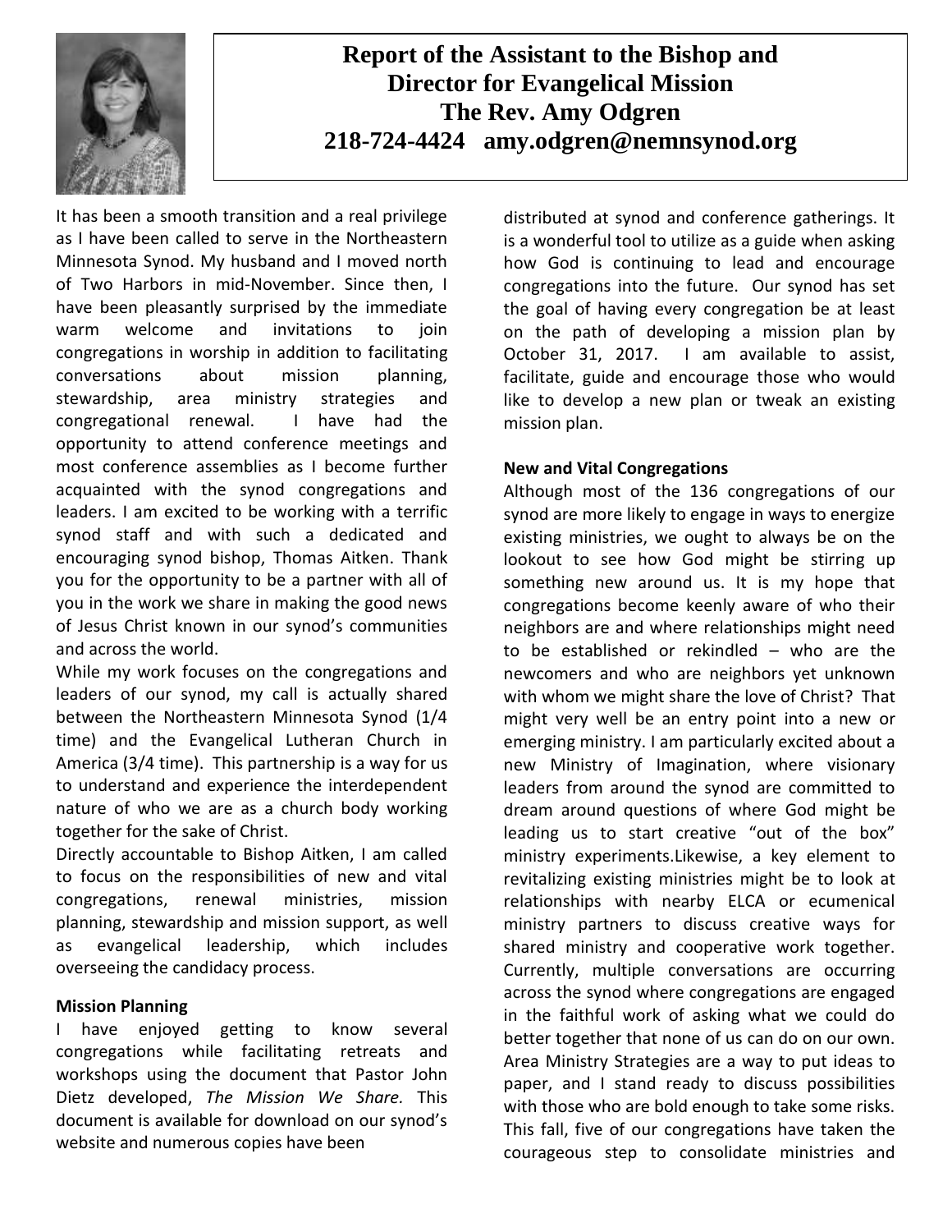# Report of the Assistant to the Bishop and Director for Evangelical Mission
## The Rev. Amy Odgren
### 218-724-4424 amy.odgren@nemnsynod.org

It has been a smooth transition and a real privilege as I have been called to serve in the Northeastern Minnesota Synod. My husband and I moved north of Two Harbors in mid-November. Since then, I have been pleasantly surprised by the immediate warm welcome and invitations to join congregations in worship in addition to facilitating conversations about mission planning, stewardship, area ministry strategies and congregational renewal. I have had the opportunity to attend conference meetings and most conference assemblies as I become further acquainted with the synod congregations and leaders. I am excited to be working with a terrific synod staff and with such a dedicated and encouraging synod bishop, Thomas Aitken. Thank you for the opportunity to be a partner with all of you in the work we share in making the good news of Jesus Christ known in our synod's communities and across the world.

While my work focuses on the congregations and leaders of our synod, my call is actually shared between the Northeastern Minnesota Synod (1/4 time) and the Evangelical Lutheran Church in America (3/4 time). This partnership is a way for us to understand and experience the interdependent nature of who we are as a church body working together for the sake of Christ.

Directly accountable to Bishop Aitken, I am called to focus on the responsibilities of new and vital congregations, renewal ministries, mission planning, stewardship and mission support, as well as evangelical leadership, which includes overseeing the candidacy process.

**Mission Planning**

I have enjoyed getting to know several congregations while facilitating retreats and workshops using the document that Pastor John Dietz developed, *The Mission We Share.* This document is available for download on our synod's website and numerous copies have been distributed at synod and conference gatherings. It is a wonderful tool to utilize as a guide when asking how God is continuing to lead and encourage congregations into the future. Our synod has set the goal of having every congregation be at least on the path of developing a mission plan by October 31, 2017. I am available to assist, facilitate, guide and encourage those who would like to develop a new plan or tweak an existing mission plan.

**New and Vital Congregations**

Although most of the 136 congregations of our synod are more likely to engage in ways to energize existing ministries, we ought to always be on the lookout to see how God might be stirring up something new around us. It is my hope that congregations become keenly aware of who their neighbors are and where relationships might need to be established or rekindled – who are the newcomers and who are neighbors yet unknown with whom we might share the love of Christ? That might very well be an entry point into a new or emerging ministry. I am particularly excited about a new Ministry of Imagination, where visionary leaders from around the synod are committed to dream around questions of where God might be leading us to start creative "out of the box" ministry experiments.Likewise, a key element to revitalizing existing ministries might be to look at relationships with nearby ELCA or ecumenical ministry partners to discuss creative ways for shared ministry and cooperative work together. Currently, multiple conversations are occurring across the synod where congregations are engaged in the faithful work of asking what we could do better together that none of us can do on our own. Area Ministry Strategies are a way to put ideas to paper, and I stand ready to discuss possibilities with those who are bold enough to take some risks. This fall, five of our congregations have taken the courageous step to consolidate ministries and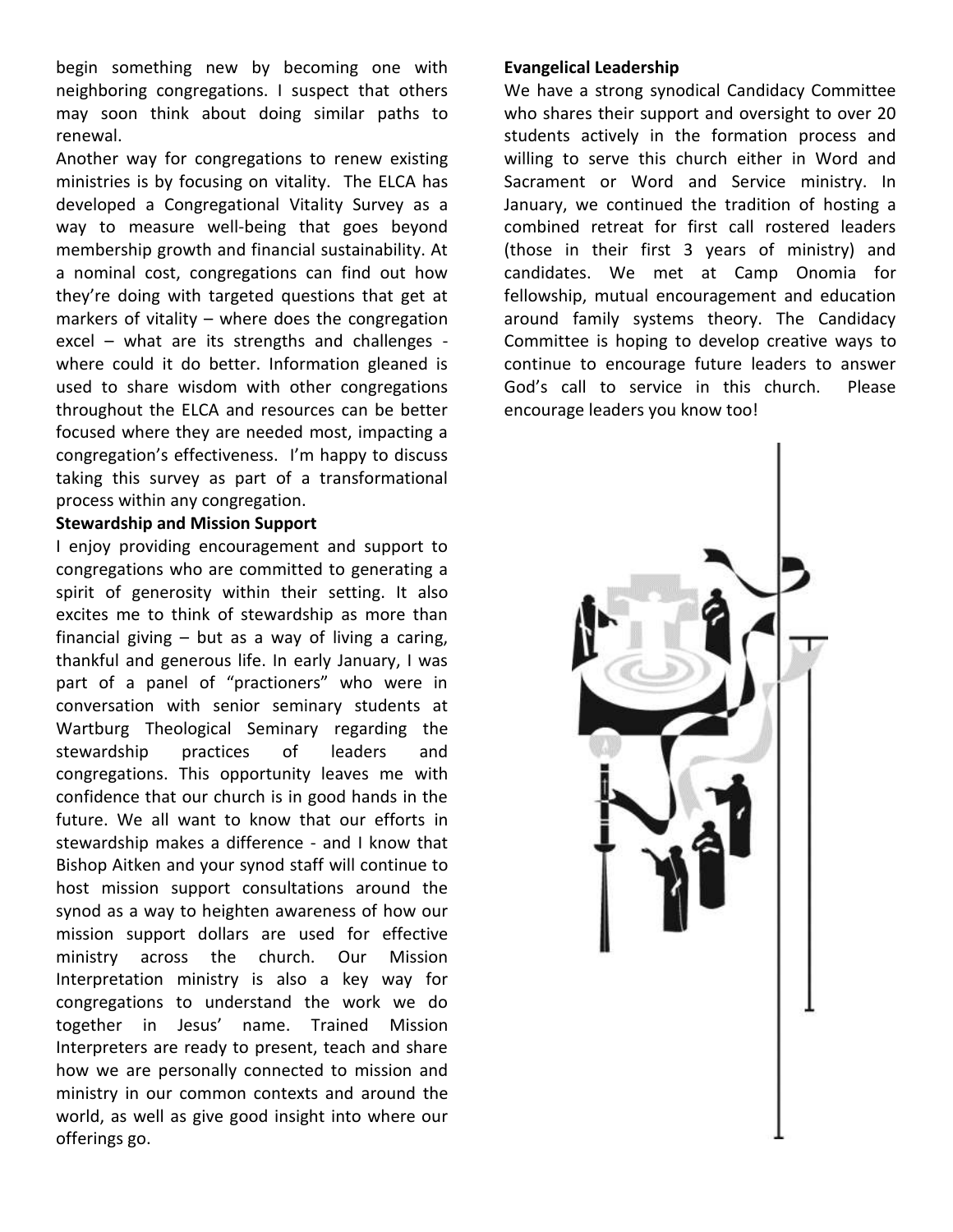begin something new by becoming one with neighboring congregations. I suspect that others may soon think about doing similar paths to renewal.

Another way for congregations to renew existing ministries is by focusing on vitality. The ELCA has developed a Congregational Vitality Survey as a way to measure well-being that goes beyond membership growth and financial sustainability. At a nominal cost, congregations can find out how they're doing with targeted questions that get at markers of vitality – where does the congregation excel – what are its strengths and challenges - where could it do better. Information gleaned is used to share wisdom with other congregations throughout the ELCA and resources can be better focused where they are needed most, impacting a congregation's effectiveness. I'm happy to discuss taking this survey as part of a transformational process within any congregation.

**Stewardship and Mission Support**

I enjoy providing encouragement and support to congregations who are committed to generating a spirit of generosity within their setting. It also excites me to think of stewardship as more than financial giving – but as a way of living a caring, thankful and generous life. In early January, I was part of a panel of "practioners" who were in conversation with senior seminary students at Wartburg Theological Seminary regarding the stewardship practices of leaders and congregations. This opportunity leaves me with confidence that our church is in good hands in the future. We all want to know that our efforts in stewardship makes a difference - and I know that Bishop Aitken and your synod staff will continue to host mission support consultations around the synod as a way to heighten awareness of how our mission support dollars are used for effective ministry across the church. Our Mission Interpretation ministry is also a key way for congregations to understand the work we do together in Jesus' name. Trained Mission Interpreters are ready to present, teach and share how we are personally connected to mission and ministry in our common contexts and around the world, as well as give good insight into where our offerings go.

**Evangelical Leadership**

We have a strong synodical Candidacy Committee who shares their support and oversight to over 20 students actively in the formation process and willing to serve this church either in Word and Sacrament or Word and Service ministry. In January, we continued the tradition of hosting a combined retreat for first call rostered leaders (those in their first 3 years of ministry) and candidates. We met at Camp Onomia for fellowship, mutual encouragement and education around family systems theory. The Candidacy Committee is hoping to develop creative ways to continue to encourage future leaders to answer God's call to service in this church. Please encourage leaders you know too!